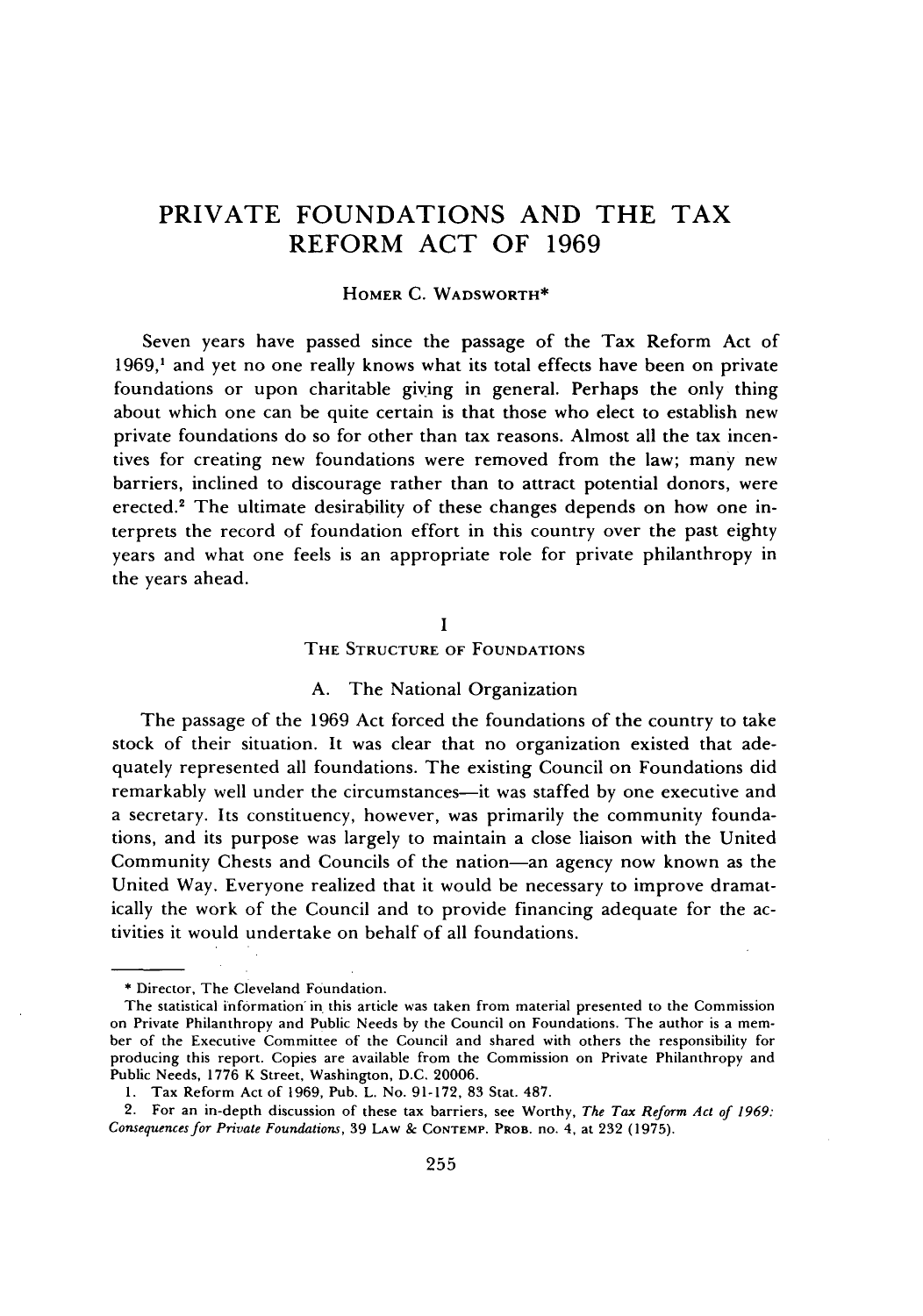# PRIVATE FOUNDATIONS AND THE TAX REFORM ACT OF 1969

HOMER C. WADSWORTH*

Seven years have passed since the passage of the Tax Reform Act of 1969,[1] and yet no one really knows what its total effects have been on private foundations or upon charitable giving in general. Perhaps the only thing about which one can be quite certain is that those who elect to establish new private foundations do so for other than tax reasons. Almost all the tax incentives for creating new foundations were removed from the law; many new barriers, inclined to discourage rather than to attract potential donors, were erected.[2] The ultimate desirability of these changes depends on how one interprets the record of foundation effort in this country over the past eighty years and what one feels is an appropriate role for private philanthropy in the years ahead.

## I
## THE STRUCTURE OF FOUNDATIONS

### A. The National Organization

The passage of the 1969 Act forced the foundations of the country to take stock of their situation. It was clear that no organization existed that adequately represented all foundations. The existing Council on Foundations did remarkably well under the circumstances—it was staffed by one executive and a secretary. Its constituency, however, was primarily the community foundations, and its purpose was largely to maintain a close liaison with the United Community Chests and Councils of the nation—an agency now known as the United Way. Everyone realized that it would be necessary to improve dramatically the work of the Council and to provide financing adequate for the activities it would undertake on behalf of all foundations.

---

\* Director, The Cleveland Foundation.

The statistical information in this article was taken from material presented to the Commission on Private Philanthropy and Public Needs by the Council on Foundations. The author is a member of the Executive Committee of the Council and shared with others the responsibility for producing this report. Copies are available from the Commission on Private Philanthropy and Public Needs, 1776 K Street, Washington, D.C. 20006.

1. Tax Reform Act of 1969, Pub. L. No. 91-172, 83 Stat. 487.

2. For an in-depth discussion of these tax barriers, see Worthy, *The Tax Reform Act of 1969: Consequences for Private Foundations*, 39 LAW & CONTEMP. PROB. no. 4, at 232 (1975).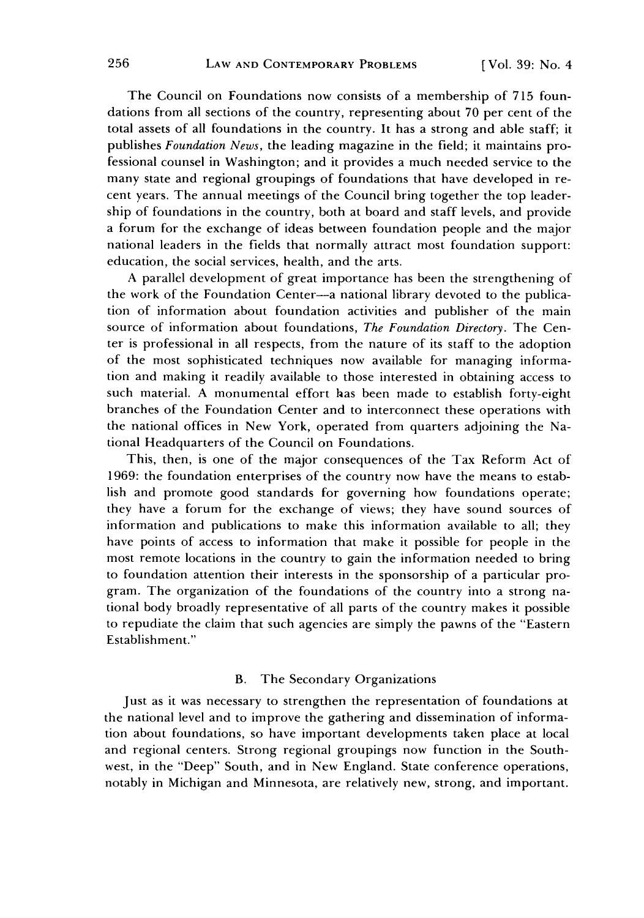The Council on Foundations now consists of a membership of 715 foundations from all sections of the country, representing about 70 per cent of the total assets of all foundations in the country. It has a strong and able staff; it publishes *Foundation News*, the leading magazine in the field; it maintains professional counsel in Washington; and it provides a much needed service to the many state and regional groupings of foundations that have developed in recent years. The annual meetings of the Council bring together the top leadership of foundations in the country, both at board and staff levels, and provide a forum for the exchange of ideas between foundation people and the major national leaders in the fields that normally attract most foundation support: education, the social services, health, and the arts.

A parallel development of great importance has been the strengthening of the work of the Foundation Center—a national library devoted to the publication of information about foundation activities and publisher of the main source of information about foundations, *The Foundation Directory*. The Center is professional in all respects, from the nature of its staff to the adoption of the most sophisticated techniques now available for managing information and making it readily available to those interested in obtaining access to such material. A monumental effort has been made to establish forty-eight branches of the Foundation Center and to interconnect these operations with the national offices in New York, operated from quarters adjoining the National Headquarters of the Council on Foundations.

This, then, is one of the major consequences of the Tax Reform Act of 1969: the foundation enterprises of the country now have the means to establish and promote good standards for governing how foundations operate; they have a forum for the exchange of views; they have sound sources of information and publications to make this information available to all; they have points of access to information that make it possible for people in the most remote locations in the country to gain the information needed to bring to foundation attention their interests in the sponsorship of a particular program. The organization of the foundations of the country into a strong national body broadly representative of all parts of the country makes it possible to repudiate the claim that such agencies are simply the pawns of the "Eastern Establishment."

### B. The Secondary Organizations

Just as it was necessary to strengthen the representation of foundations at the national level and to improve the gathering and dissemination of information about foundations, so have important developments taken place at local and regional centers. Strong regional groupings now function in the Southwest, in the "Deep" South, and in New England. State conference operations, notably in Michigan and Minnesota, are relatively new, strong, and important.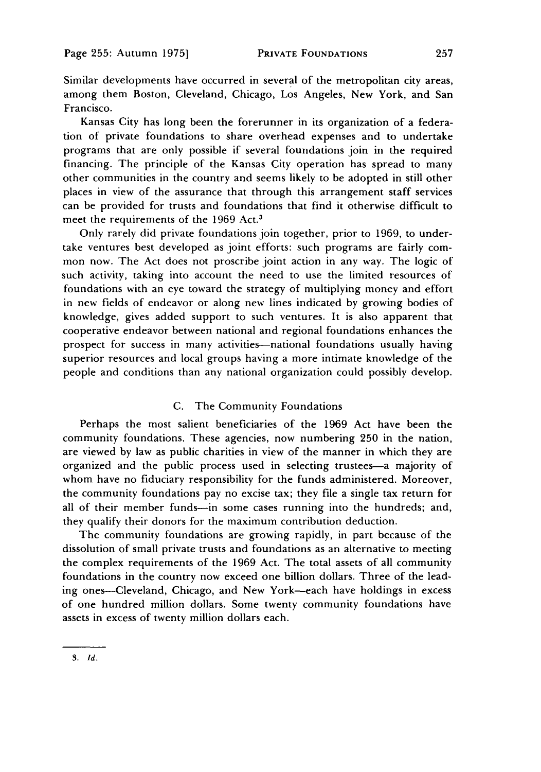Similar developments have occurred in several of the metropolitan city areas, among them Boston, Cleveland, Chicago, Los Angeles, New York, and San Francisco.

Kansas City has long been the forerunner in its organization of a federation of private foundations to share overhead expenses and to undertake programs that are only possible if several foundations join in the required financing. The principle of the Kansas City operation has spread to many other communities in the country and seems likely to be adopted in still other places in view of the assurance that through this arrangement staff services can be provided for trusts and foundations that find it otherwise difficult to meet the requirements of the 1969 Act.[3]

Only rarely did private foundations join together, prior to 1969, to undertake ventures best developed as joint efforts: such programs are fairly common now. The Act does not proscribe joint action in any way. The logic of such activity, taking into account the need to use the limited resources of foundations with an eye toward the strategy of multiplying money and effort in new fields of endeavor or along new lines indicated by growing bodies of knowledge, gives added support to such ventures. It is also apparent that cooperative endeavor between national and regional foundations enhances the prospect for success in many activities—national foundations usually having superior resources and local groups having a more intimate knowledge of the people and conditions than any national organization could possibly develop.

### C. The Community Foundations

Perhaps the most salient beneficiaries of the 1969 Act have been the community foundations. These agencies, now numbering 250 in the nation, are viewed by law as public charities in view of the manner in which they are organized and the public process used in selecting trustees—a majority of whom have no fiduciary responsibility for the funds administered. Moreover, the community foundations pay no excise tax; they file a single tax return for all of their member funds—in some cases running into the hundreds; and, they qualify their donors for the maximum contribution deduction.

The community foundations are growing rapidly, in part because of the dissolution of small private trusts and foundations as an alternative to meeting the complex requirements of the 1969 Act. The total assets of all community foundations in the country now exceed one billion dollars. Three of the leading ones—Cleveland, Chicago, and New York—each have holdings in excess of one hundred million dollars. Some twenty community foundations have assets in excess of twenty million dollars each.

---

3. *Id.*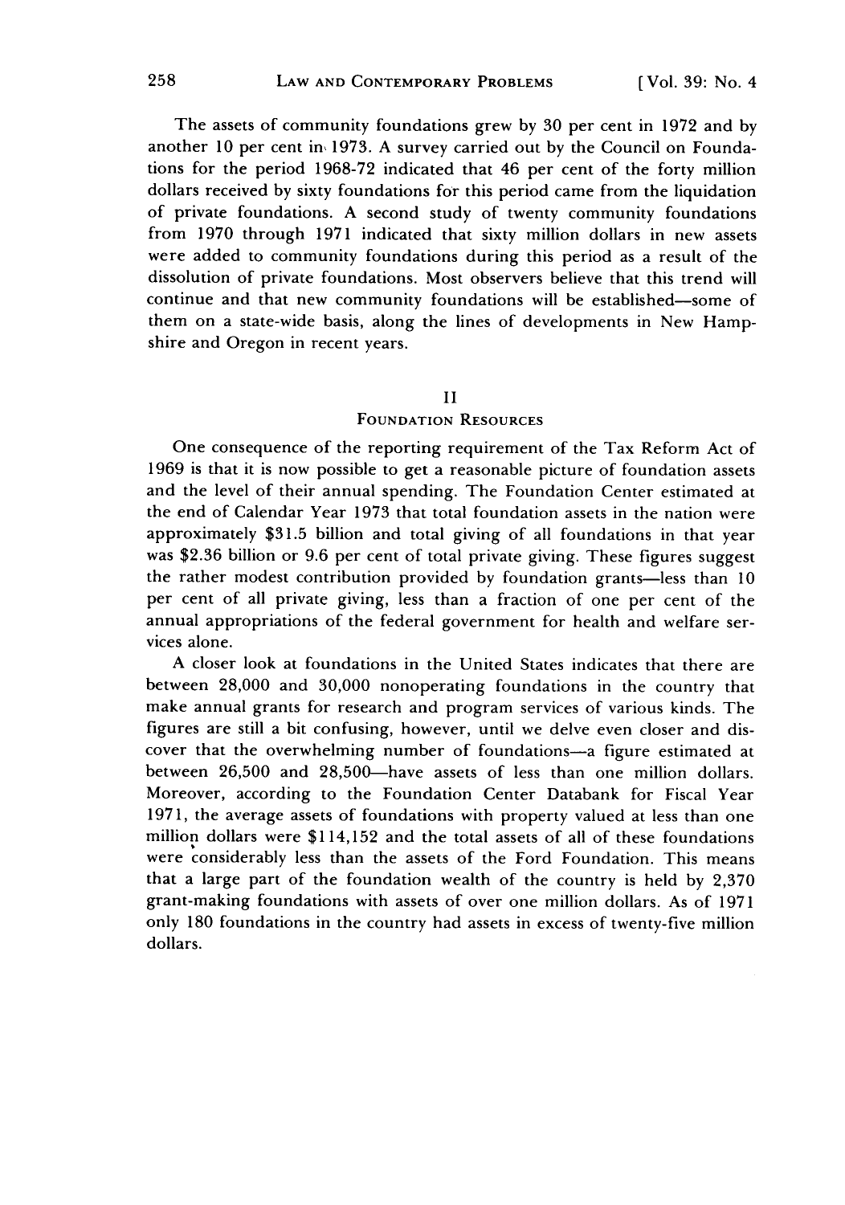The assets of community foundations grew by 30 per cent in 1972 and by another 10 per cent in 1973. A survey carried out by the Council on Foundations for the period 1968-72 indicated that 46 per cent of the forty million dollars received by sixty foundations for this period came from the liquidation of private foundations. A second study of twenty community foundations from 1970 through 1971 indicated that sixty million dollars in new assets were added to community foundations during this period as a result of the dissolution of private foundations. Most observers believe that this trend will continue and that new community foundations will be established—some of them on a state-wide basis, along the lines of developments in New Hampshire and Oregon in recent years.

## II

## FOUNDATION RESOURCES

One consequence of the reporting requirement of the Tax Reform Act of 1969 is that it is now possible to get a reasonable picture of foundation assets and the level of their annual spending. The Foundation Center estimated at the end of Calendar Year 1973 that total foundation assets in the nation were approximately $31.5 billion and total giving of all foundations in that year was $2.36 billion or 9.6 per cent of total private giving. These figures suggest the rather modest contribution provided by foundation grants—less than 10 per cent of all private giving, less than a fraction of one per cent of the annual appropriations of the federal government for health and welfare services alone.

A closer look at foundations in the United States indicates that there are between 28,000 and 30,000 nonoperating foundations in the country that make annual grants for research and program services of various kinds. The figures are still a bit confusing, however, until we delve even closer and discover that the overwhelming number of foundations—a figure estimated at between 26,500 and 28,500—have assets of less than one million dollars. Moreover, according to the Foundation Center Databank for Fiscal Year 1971, the average assets of foundations with property valued at less than one million dollars were $114,152 and the total assets of all of these foundations were considerably less than the assets of the Ford Foundation. This means that a large part of the foundation wealth of the country is held by 2,370 grant-making foundations with assets of over one million dollars. As of 1971 only 180 foundations in the country had assets in excess of twenty-five million dollars.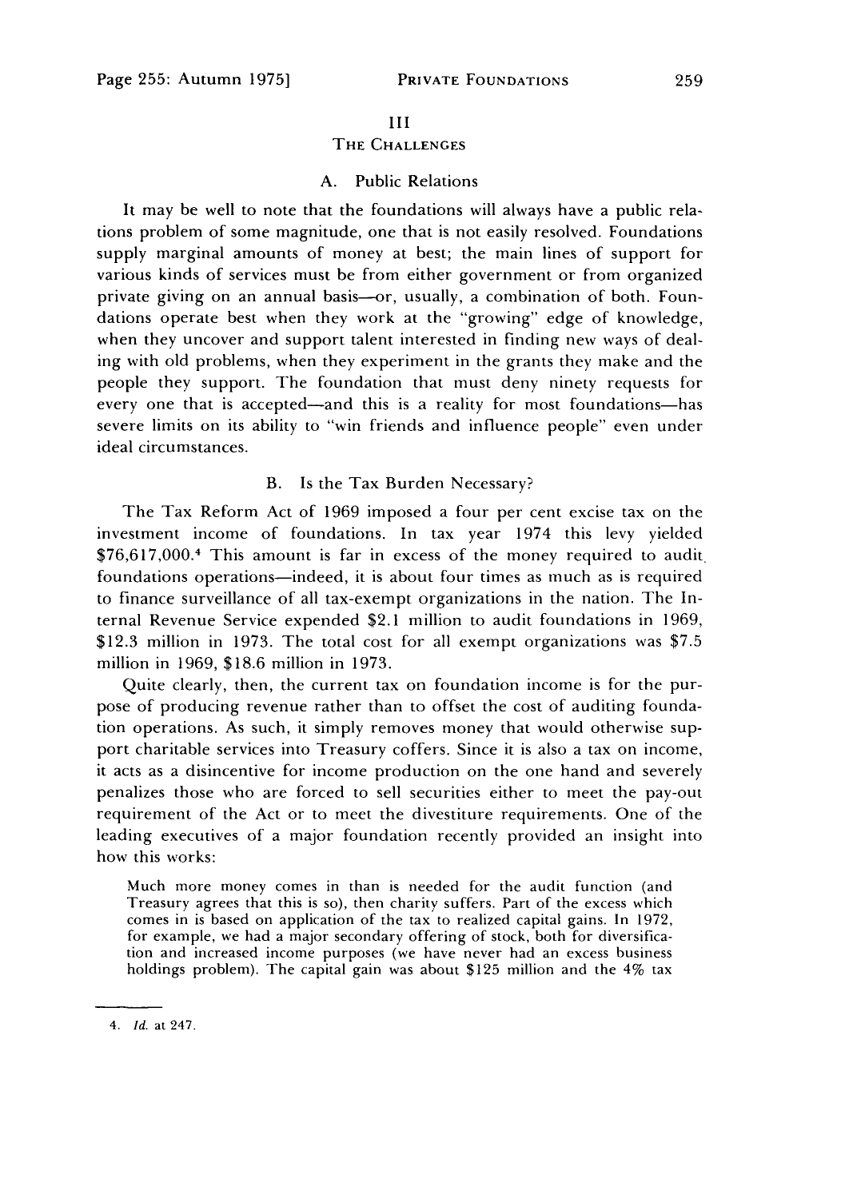## III

## THE CHALLENGES

### A. Public Relations

It may be well to note that the foundations will always have a public relations problem of some magnitude, one that is not easily resolved. Foundations supply marginal amounts of money at best; the main lines of support for various kinds of services must be from either government or from organized private giving on an annual basis—or, usually, a combination of both. Foundations operate best when they work at the "growing" edge of knowledge, when they uncover and support talent interested in finding new ways of dealing with old problems, when they experiment in the grants they make and the people they support. The foundation that must deny ninety requests for every one that is accepted—and this is a reality for most foundations—has severe limits on its ability to "win friends and influence people" even under ideal circumstances.

### B. Is the Tax Burden Necessary?

The Tax Reform Act of 1969 imposed a four per cent excise tax on the investment income of foundations. In tax year 1974 this levy yielded $76,617,000.[4] This amount is far in excess of the money required to audit foundations operations—indeed, it is about four times as much as is required to finance surveillance of all tax-exempt organizations in the nation. The Internal Revenue Service expended $2.1 million to audit foundations in 1969, $12.3 million in 1973. The total cost for all exempt organizations was $7.5 million in 1969, $18.6 million in 1973.

Quite clearly, then, the current tax on foundation income is for the purpose of producing revenue rather than to offset the cost of auditing foundation operations. As such, it simply removes money that would otherwise support charitable services into Treasury coffers. Since it is also a tax on income, it acts as a disincentive for income production on the one hand and severely penalizes those who are forced to sell securities either to meet the pay-out requirement of the Act or to meet the divestiture requirements. One of the leading executives of a major foundation recently provided an insight into how this works:

> Much more money comes in than is needed for the audit function (and Treasury agrees that this is so), then charity suffers. Part of the excess which comes in is based on application of the tax to realized capital gains. In 1972, for example, we had a major secondary offering of stock, both for diversification and increased income purposes (we have never had an excess business holdings problem). The capital gain was about $125 million and the 4% tax

---

4. *Id.* at 247.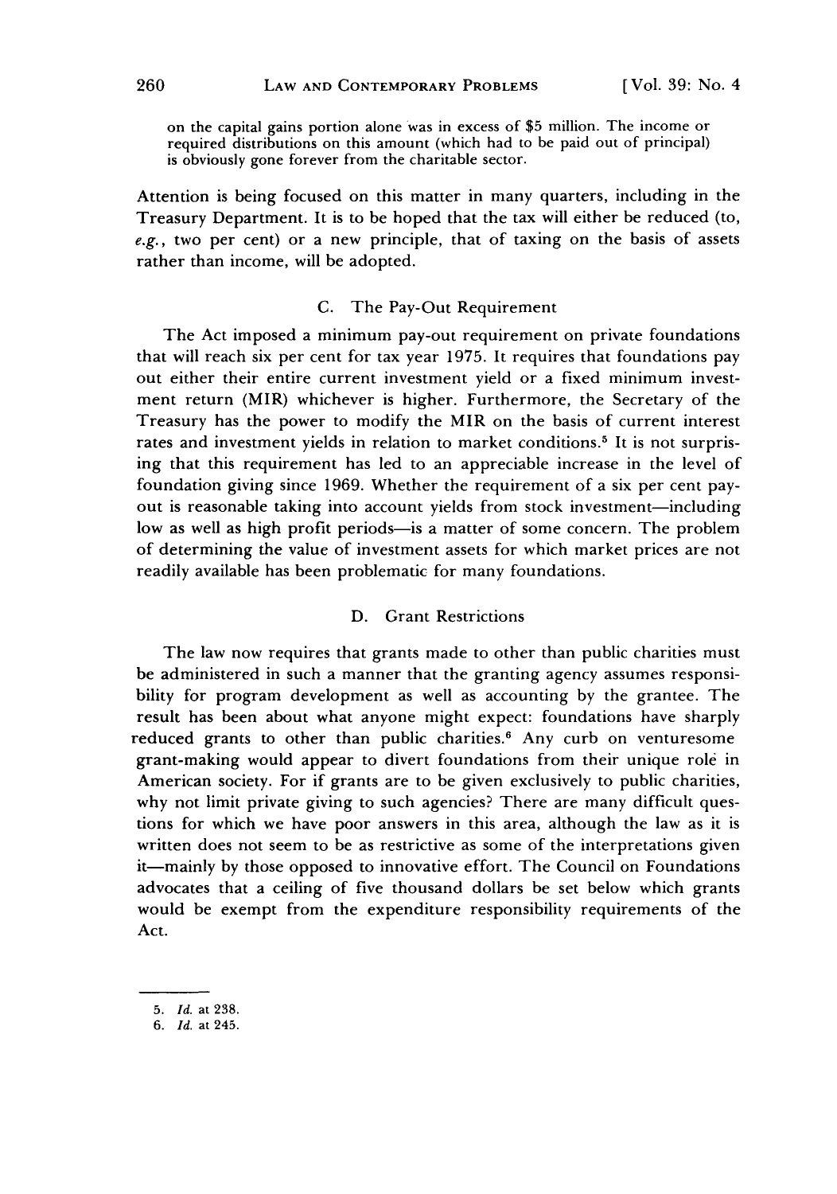on the capital gains portion alone was in excess of $5 million. The income or required distributions on this amount (which had to be paid out of principal) is obviously gone forever from the charitable sector.

Attention is being focused on this matter in many quarters, including in the Treasury Department. It is to be hoped that the tax will either be reduced (to, *e.g.*, two per cent) or a new principle, that of taxing on the basis of assets rather than income, will be adopted.

### C. The Pay-Out Requirement

The Act imposed a minimum pay-out requirement on private foundations that will reach six per cent for tax year 1975. It requires that foundations pay out either their entire current investment yield or a fixed minimum investment return (MIR) whichever is higher. Furthermore, the Secretary of the Treasury has the power to modify the MIR on the basis of current interest rates and investment yields in relation to market conditions.[5] It is not surprising that this requirement has led to an appreciable increase in the level of foundation giving since 1969. Whether the requirement of a six per cent pay-out is reasonable taking into account yields from stock investment—including low as well as high profit periods—is a matter of some concern. The problem of determining the value of investment assets for which market prices are not readily available has been problematic for many foundations.

### D. Grant Restrictions

The law now requires that grants made to other than public charities must be administered in such a manner that the granting agency assumes responsibility for program development as well as accounting by the grantee. The result has been about what anyone might expect: foundations have sharply reduced grants to other than public charities.[6] Any curb on venturesome grant-making would appear to divert foundations from their unique rolé in American society. For if grants are to be given exclusively to public charities, why not limit private giving to such agencies? There are many difficult questions for which we have poor answers in this area, although the law as it is written does not seem to be as restrictive as some of the interpretations given it—mainly by those opposed to innovative effort. The Council on Foundations advocates that a ceiling of five thousand dollars be set below which grants would be exempt from the expenditure responsibility requirements of the Act.

---

5. *Id.* at 238.
6. *Id.* at 245.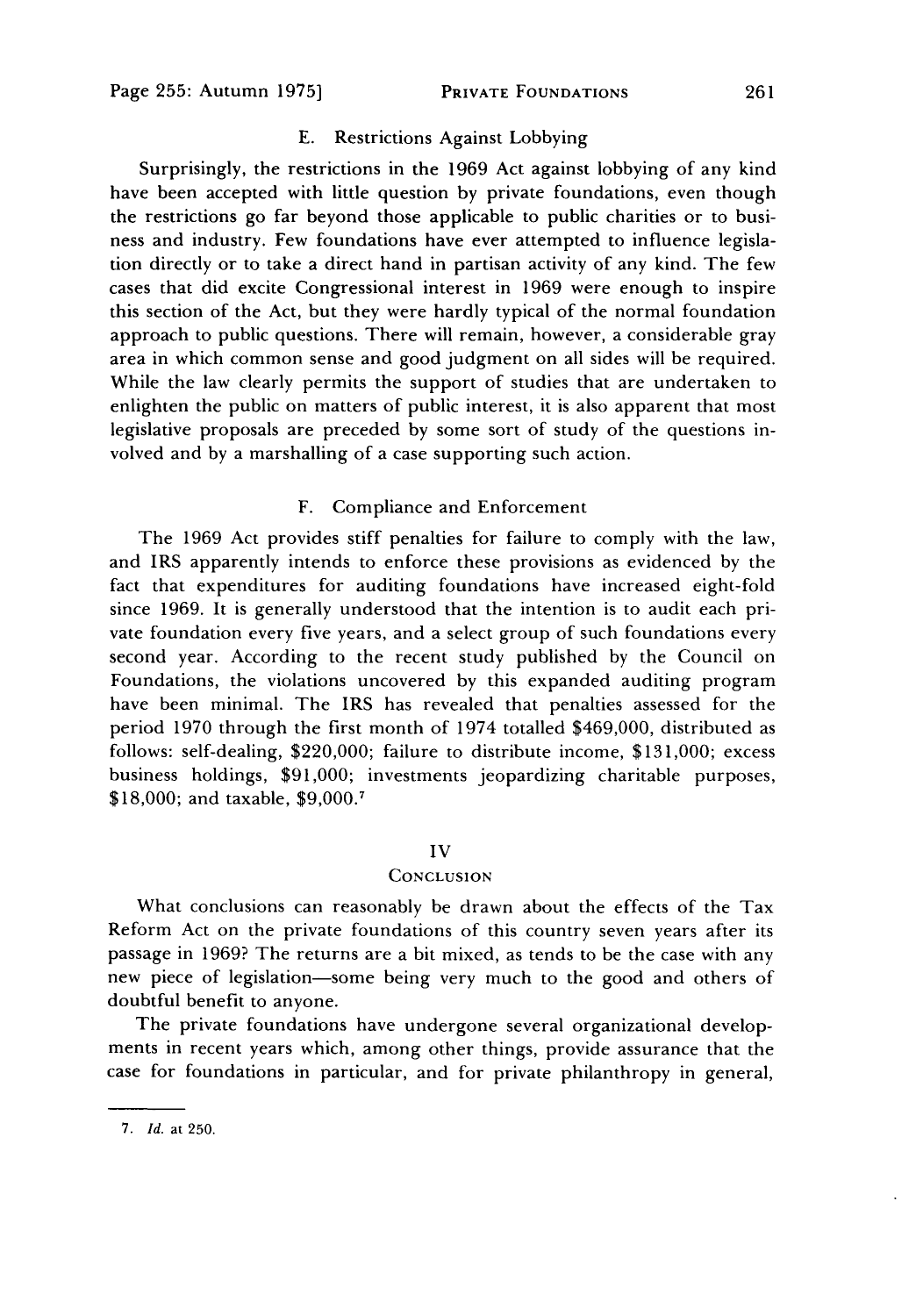### E. Restrictions Against Lobbying

Surprisingly, the restrictions in the 1969 Act against lobbying of any kind have been accepted with little question by private foundations, even though the restrictions go far beyond those applicable to public charities or to business and industry. Few foundations have ever attempted to influence legislation directly or to take a direct hand in partisan activity of any kind. The few cases that did excite Congressional interest in 1969 were enough to inspire this section of the Act, but they were hardly typical of the normal foundation approach to public questions. There will remain, however, a considerable gray area in which common sense and good judgment on all sides will be required. While the law clearly permits the support of studies that are undertaken to enlighten the public on matters of public interest, it is also apparent that most legislative proposals are preceded by some sort of study of the questions involved and by a marshalling of a case supporting such action.

### F. Compliance and Enforcement

The 1969 Act provides stiff penalties for failure to comply with the law, and IRS apparently intends to enforce these provisions as evidenced by the fact that expenditures for auditing foundations have increased eight-fold since 1969. It is generally understood that the intention is to audit each private foundation every five years, and a select group of such foundations every second year. According to the recent study published by the Council on Foundations, the violations uncovered by this expanded auditing program have been minimal. The IRS has revealed that penalties assessed for the period 1970 through the first month of 1974 totalled $469,000, distributed as follows: self-dealing, $220,000; failure to distribute income, $131,000; excess business holdings, $91,000; investments jeopardizing charitable purposes, $18,000; and taxable, $9,000.[7]

## IV

## Conclusion

What conclusions can reasonably be drawn about the effects of the Tax Reform Act on the private foundations of this country seven years after its passage in 1969? The returns are a bit mixed, as tends to be the case with any new piece of legislation—some being very much to the good and others of doubtful benefit to anyone.

The private foundations have undergone several organizational developments in recent years which, among other things, provide assurance that the case for foundations in particular, and for private philanthropy in general,

---

7. *Id.* at 250.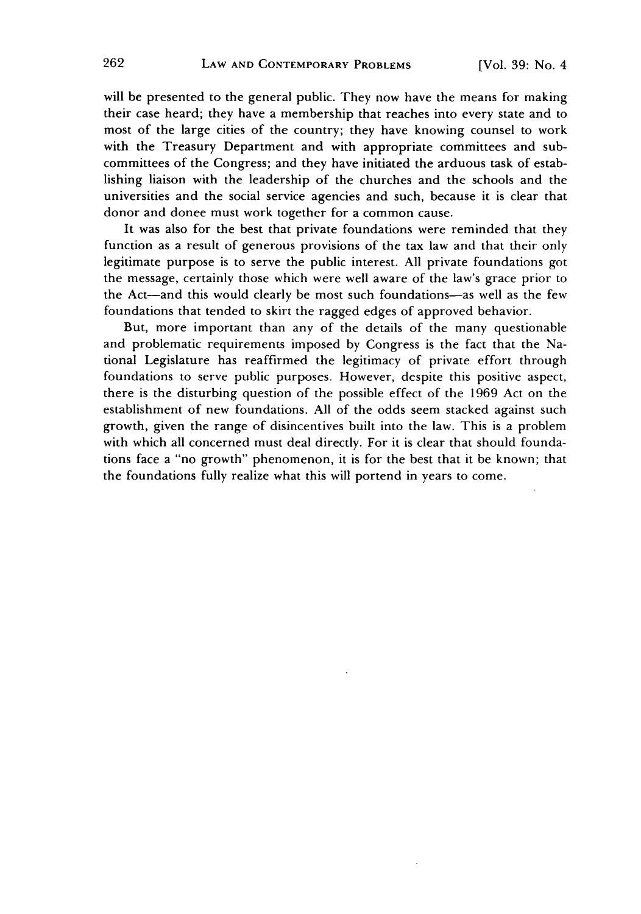will be presented to the general public. They now have the means for making their case heard; they have a membership that reaches into every state and to most of the large cities of the country; they have knowing counsel to work with the Treasury Department and with appropriate committees and subcommittees of the Congress; and they have initiated the arduous task of establishing liaison with the leadership of the churches and the schools and the universities and the social service agencies and such, because it is clear that donor and donee must work together for a common cause.

It was also for the best that private foundations were reminded that they function as a result of generous provisions of the tax law and that their only legitimate purpose is to serve the public interest. All private foundations got the message, certainly those which were well aware of the law's grace prior to the Act—and this would clearly be most such foundations—as well as the few foundations that tended to skirt the ragged edges of approved behavior.

But, more important than any of the details of the many questionable and problematic requirements imposed by Congress is the fact that the National Legislature has reaffirmed the legitimacy of private effort through foundations to serve public purposes. However, despite this positive aspect, there is the disturbing question of the possible effect of the 1969 Act on the establishment of new foundations. All of the odds seem stacked against such growth, given the range of disincentives built into the law. This is a problem with which all concerned must deal directly. For it is clear that should foundations face a "no growth" phenomenon, it is for the best that it be known; that the foundations fully realize what this will portend in years to come.